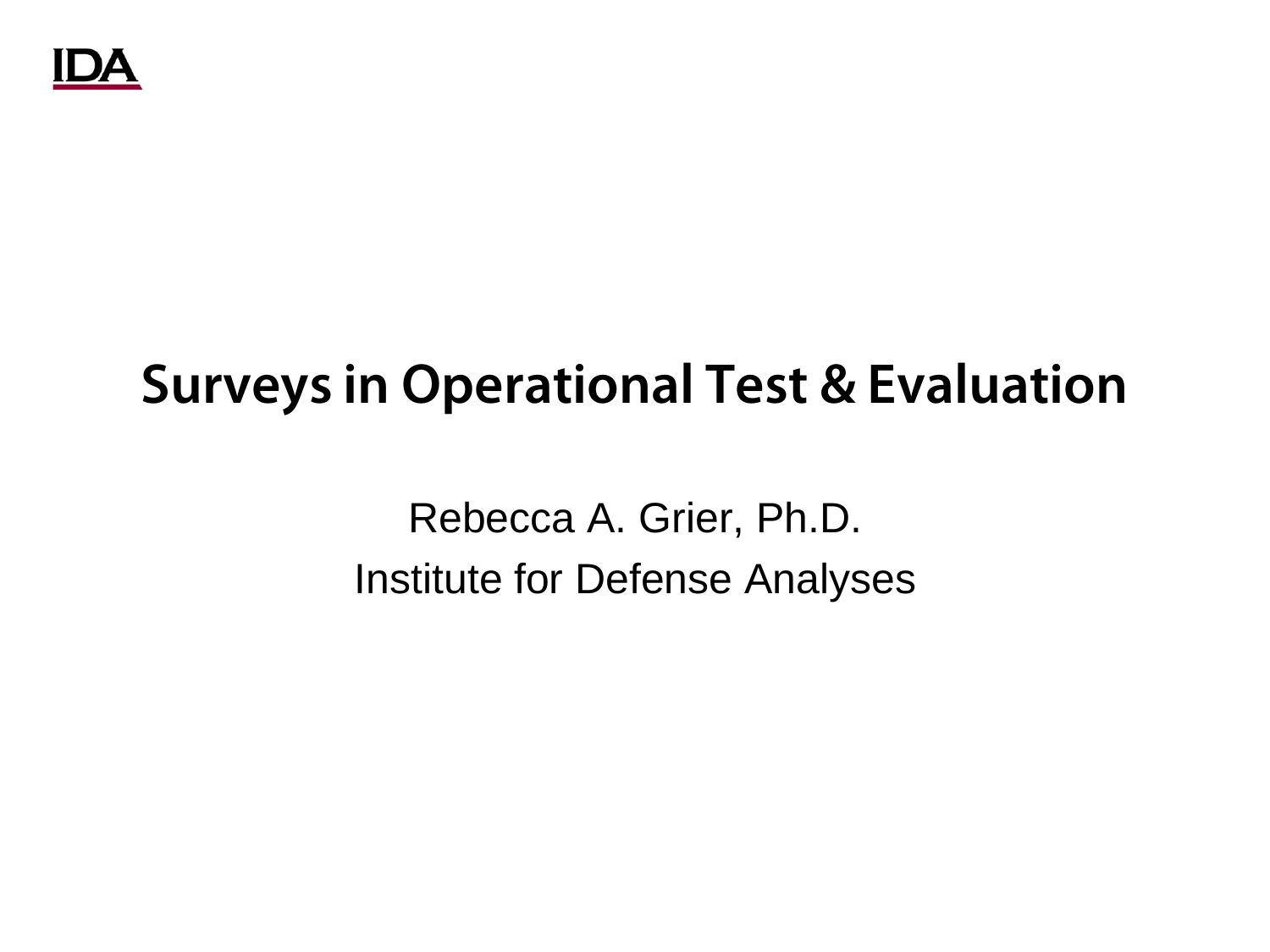IDA

# Surveys in Operational Test & Evaluation

Rebecca A. Grier, Ph.D.

Institute for Defense Analyses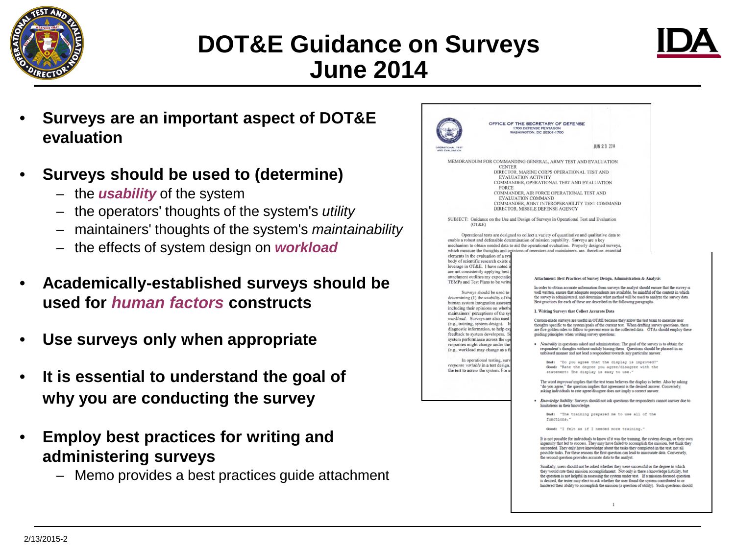# DOT&E Guidance on Surveys June 2014

- **Surveys are an important aspect of DOT&E evaluation**
- **Surveys should be used to (determine)**
  - the ***usability*** of the system
  - the operators' thoughts of the system's *utility*
  - maintainers' thoughts of the system's *maintainability*
  - the effects of system design on ***workload***
- **Academically-established surveys should be used for *human factors* constructs**
- **Use surveys only when appropriate**
- **It is essential to understand the goal of why you are conducting the survey**
- **Employ best practices for writing and administering surveys**
  - Memo provides a best practices guide attachment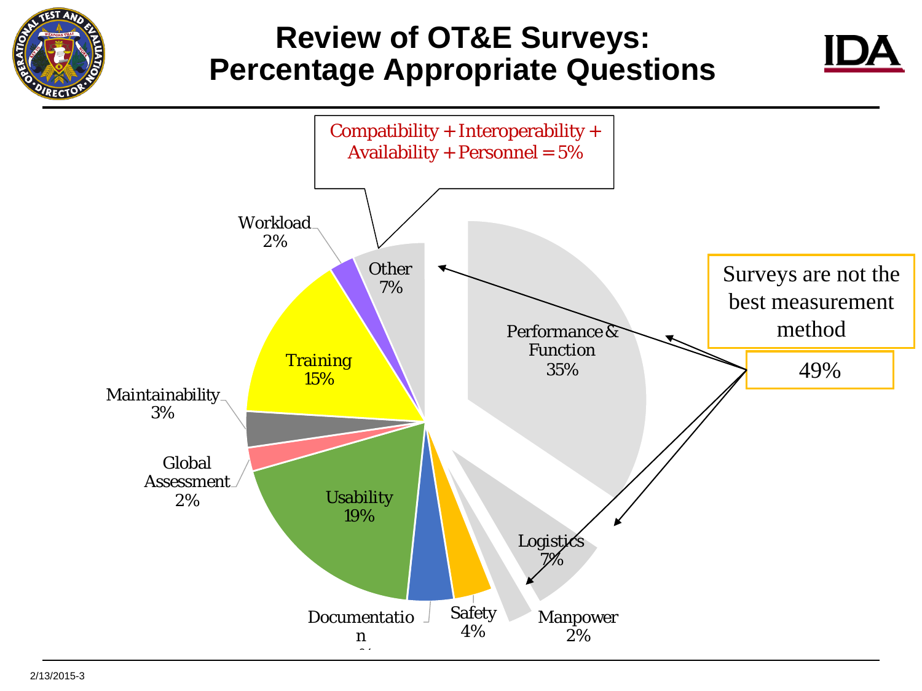# Review of OT&E Surveys: Percentage Appropriate Questions

Compatibility + Interoperability + Availability + Personnel = 5%

- Workload 2%
- Other 7%
- Performance & Function 35%
- Training 15%
- Maintainability 3%
- Global Assessment 2%
- Usability 19%
- Documentation 
- Safety 4%
- Logistics 7%
- Manpower 2%

Surveys are not the best measurement method

49%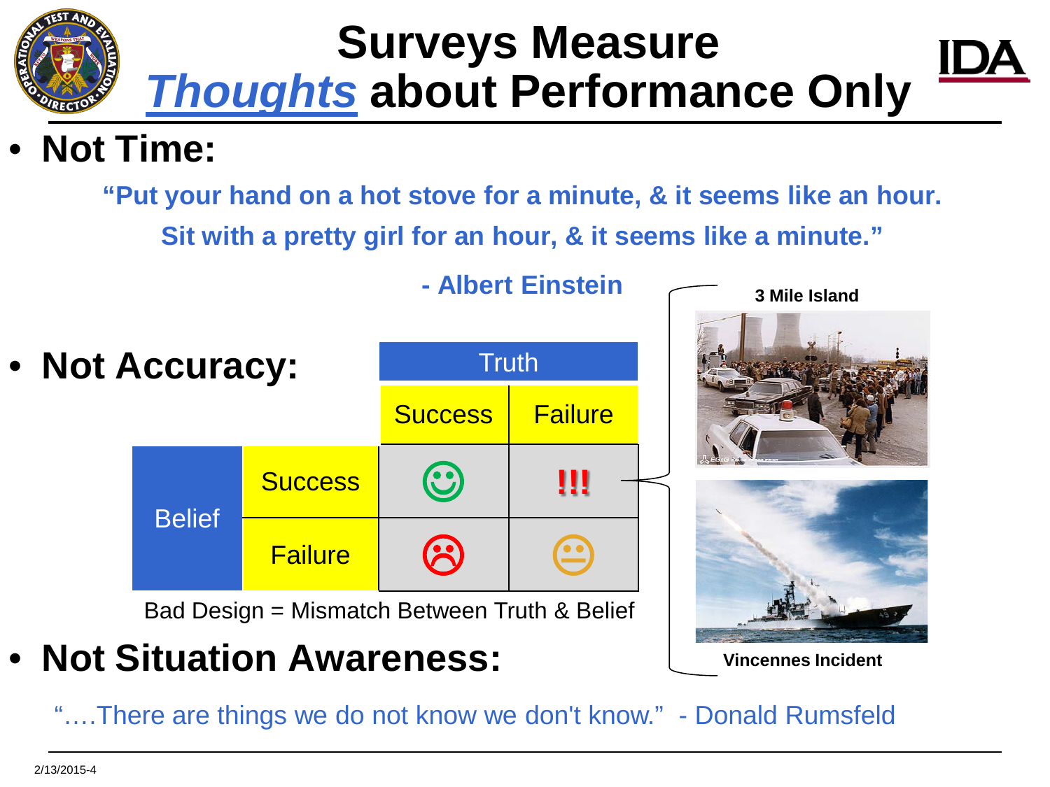# Surveys Measure *Thoughts* about Performance Only

- **Not Time:**

**"Put your hand on a hot stove for a minute, & it seems like an hour. Sit with a pretty girl for an hour, & it seems like a minute."**

**- Albert Einstein**

- **Not Accuracy:**

| | | Truth | |
|---|---|---|---|
| | | Success | Failure |
| Belief | Success | ☺ | !!! |
| | Failure | ☹ | 😐 |

Bad Design = Mismatch Between Truth & Belief

**3 Mile Island**

**Vincennes Incident**

- **Not Situation Awareness:**

"….There are things we do not know we don't know." - Donald Rumsfeld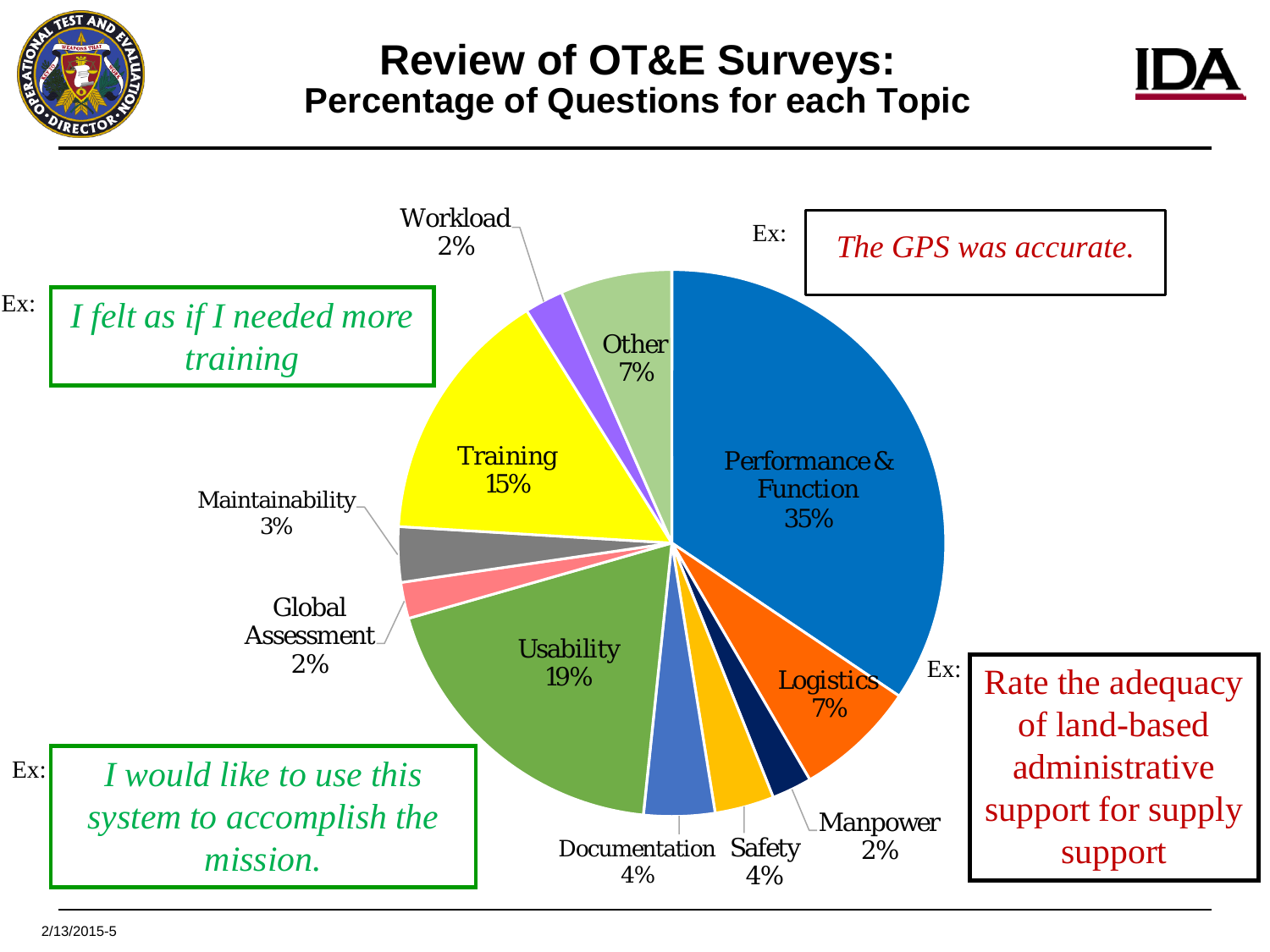# Review of OT&E Surveys:

## Percentage of Questions for each Topic

| Topic | Percentage |
|---|---|
| Performance & Function | 35% |
| Logistics | 7% |
| Manpower | 2% |
| Safety | 4% |
| Documentation | 4% |
| Usability | 19% |
| Global Assessment | 2% |
| Maintainability | 3% |
| Training | 15% |
| Workload | 2% |
| Other | 7% |

Ex: *The GPS was accurate.*

Ex: Rate the adequacy of land-based administrative support for supply support

Ex: *I felt as if I needed more training*

Ex: *I would like to use this system to accomplish the mission.*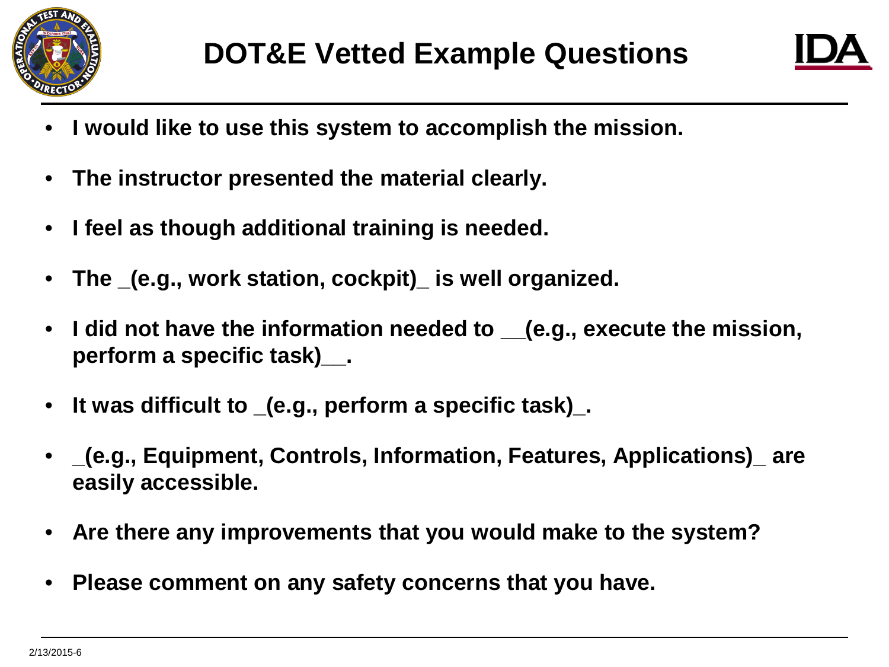# DOT&E Vetted Example Questions

- **I would like to use this system to accomplish the mission.**
- **The instructor presented the material clearly.**
- **I feel as though additional training is needed.**
- **The _(e.g., work station, cockpit)_ is well organized.**
- **I did not have the information needed to __(e.g., execute the mission, perform a specific task)__.**
- **It was difficult to _(e.g., perform a specific task)_.**
- **_(e.g., Equipment, Controls, Information, Features, Applications)_ are easily accessible.**
- **Are there any improvements that you would make to the system?**
- **Please comment on any safety concerns that you have.**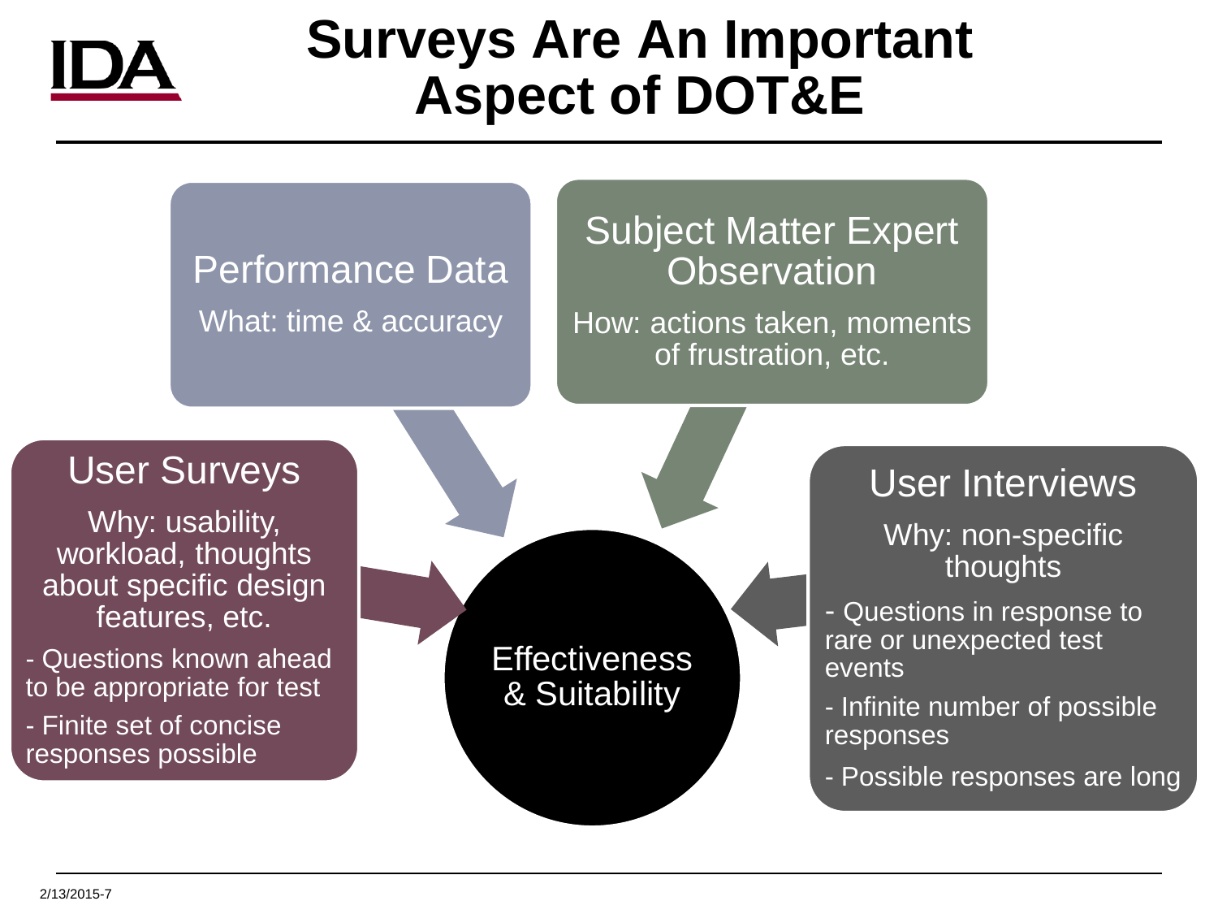# Surveys Are An Important Aspect of DOT&E

## Performance Data

What: time & accuracy

## Subject Matter Expert Observation

How: actions taken, moments of frustration, etc.

## User Surveys

Why: usability, workload, thoughts about specific design features, etc.

- Questions known ahead to be appropriate for test
- Finite set of concise responses possible

## User Interviews

Why: non-specific thoughts

- Questions in response to rare or unexpected test events
- Infinite number of possible responses
- Possible responses are long

## Effectiveness & Suitability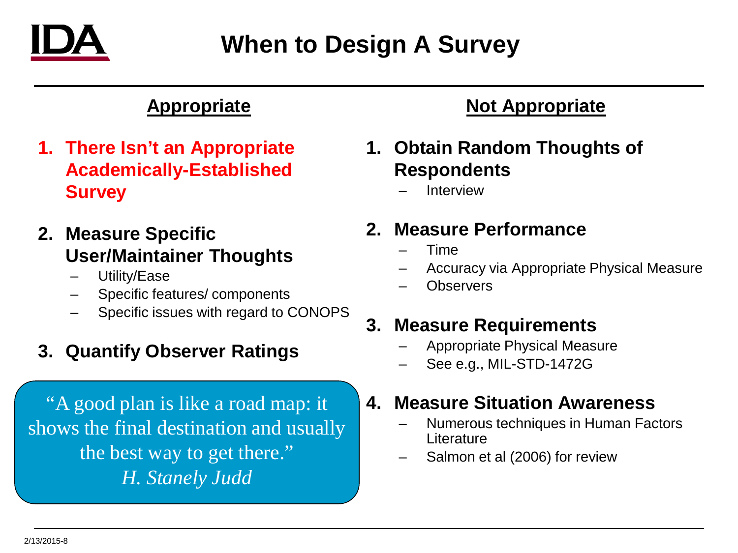# When to Design A Survey

## Appropriate

1. **There Isn't an Appropriate Academically-Established Survey**
2. **Measure Specific User/Maintainer Thoughts**
   - Utility/Ease
   - Specific features/ components
   - Specific issues with regard to CONOPS
3. **Quantify Observer Ratings**

> "A good plan is like a road map: it shows the final destination and usually the best way to get there."
> *H. Stanely Judd*

## Not Appropriate

1. **Obtain Random Thoughts of Respondents**
   - Interview
2. **Measure Performance**
   - Time
   - Accuracy via Appropriate Physical Measure
   - Observers
3. **Measure Requirements**
   - Appropriate Physical Measure
   - See e.g., MIL-STD-1472G
4. **Measure Situation Awareness**
   - Numerous techniques in Human Factors Literature
   - Salmon et al (2006) for review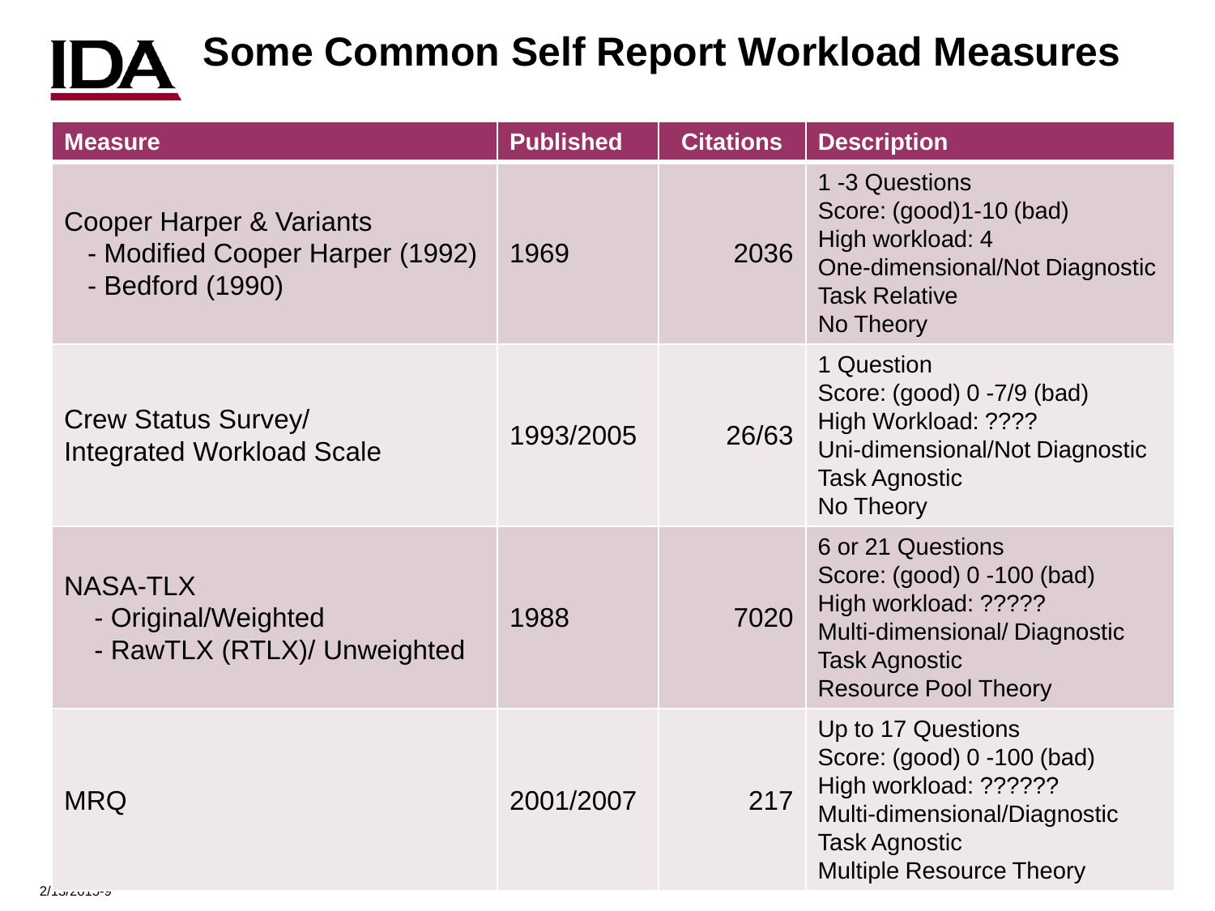# Some Common Self Report Workload Measures

| Measure | Published | Citations | Description |
|---|---|---|---|
| Cooper Harper & Variants<br>- Modified Cooper Harper (1992)<br>- Bedford (1990) | 1969 | 2036 | 1 -3 Questions<br>Score: (good)1-10 (bad)<br>High workload: 4<br>One-dimensional/Not Diagnostic<br>Task Relative<br>No Theory |
| Crew Status Survey/<br>Integrated Workload Scale | 1993/2005 | 26/63 | 1 Question<br>Score: (good) 0 -7/9 (bad)<br>High Workload: ????<br>Uni-dimensional/Not Diagnostic<br>Task Agnostic<br>No Theory |
| NASA-TLX<br>- Original/Weighted<br>- RawTLX (RTLX)/ Unweighted | 1988 | 7020 | 6 or 21 Questions<br>Score: (good) 0 -100 (bad)<br>High workload: ?????<br>Multi-dimensional/ Diagnostic<br>Task Agnostic<br>Resource Pool Theory |
| MRQ | 2001/2007 | 217 | Up to 17 Questions<br>Score: (good) 0 -100 (bad)<br>High workload: ??????<br>Multi-dimensional/Diagnostic<br>Task Agnostic<br>Multiple Resource Theory |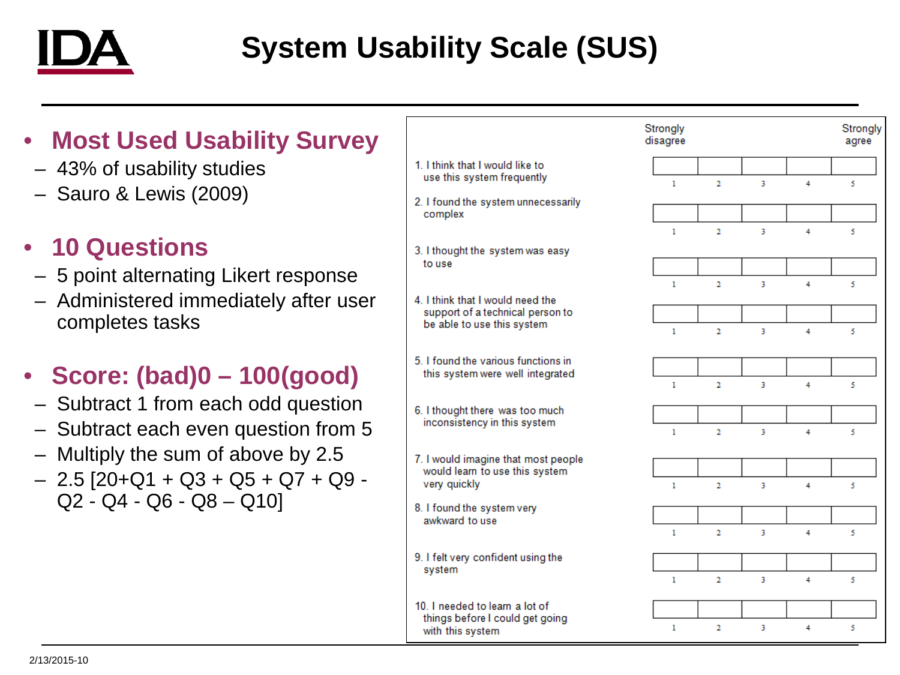# System Usability Scale (SUS)

- **Most Used Usability Survey**
  - 43% of usability studies
  - Sauro & Lewis (2009)
- **10 Questions**
  - 5 point alternating Likert response
  - Administered immediately after user completes tasks
- **Score: (bad)0 – 100(good)**
  - Subtract 1 from each odd question
  - Subtract each even question from 5
  - Multiply the sum of above by 2.5
  - 2.5 [20+Q1 + Q3 + Q5 + Q7 + Q9 - Q2 - Q4 - Q6 - Q8 – Q10]

| | Strongly disagree 1 | 2 | 3 | 4 | Strongly agree 5 |
|---|---|---|---|---|---|
| 1. I think that I would like to use this system frequently | | | | | |
| 2. I found the system unnecessarily complex | | | | | |
| 3. I thought the system was easy to use | | | | | |
| 4. I think that I would need the support of a technical person to be able to use this system | | | | | |
| 5. I found the various functions in this system were well integrated | | | | | |
| 6. I thought there was too much inconsistency in this system | | | | | |
| 7. I would imagine that most people would learn to use this system very quickly | | | | | |
| 8. I found the system very awkward to use | | | | | |
| 9. I felt very confident using the system | | | | | |
| 10. I needed to learn a lot of things before I could get going with this system | | | | | |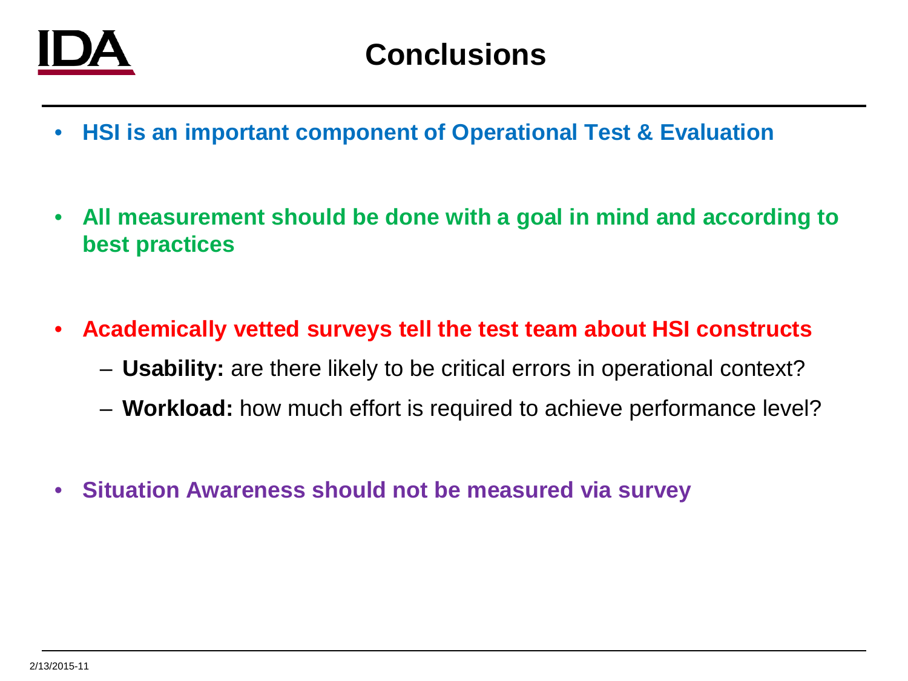# Conclusions

- **HSI is an important component of Operational Test & Evaluation**

- **All measurement should be done with a goal in mind and according to best practices**

- **Academically vetted surveys tell the test team about HSI constructs**
  - **Usability:** are there likely to be critical errors in operational context?
  - **Workload:** how much effort is required to achieve performance level?

- **Situation Awareness should not be measured via survey**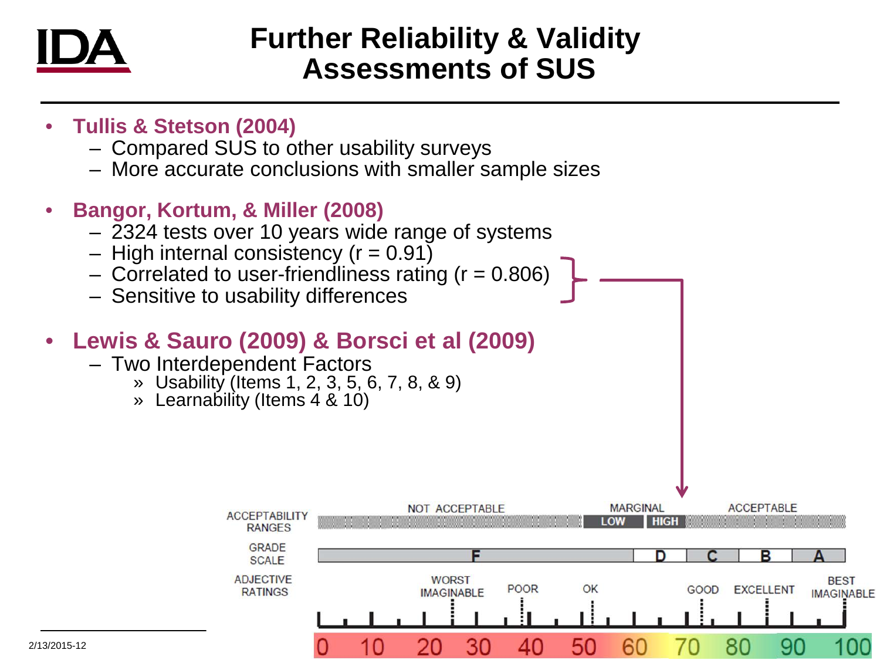# Further Reliability & Validity Assessments of SUS

- **Tullis & Stetson (2004)**
  - Compared SUS to other usability surveys
  - More accurate conclusions with smaller sample sizes
- **Bangor, Kortum, & Miller (2008)**
  - 2324 tests over 10 years wide range of systems
  - High internal consistency (r = 0.91)
  - Correlated to user-friendliness rating (r = 0.806)
  - Sensitive to usability differences
- **Lewis & Sauro (2009) & Borsci et al (2009)**
  - Two Interdependent Factors
    - » Usability (Items 1, 2, 3, 5, 6, 7, 8, & 9)
    - » Learnability (Items 4 & 10)

ACCEPTABILITY RANGES: NOT ACCEPTABLE | MARGINAL (LOW, HIGH) | ACCEPTABLE

GRADE SCALE: F | D | C | B | A

ADJECTIVE RATINGS: WORST IMAGINABLE | POOR | OK | GOOD | EXCELLENT | BEST IMAGINABLE

0 10 20 30 40 50 60 70 80 90 100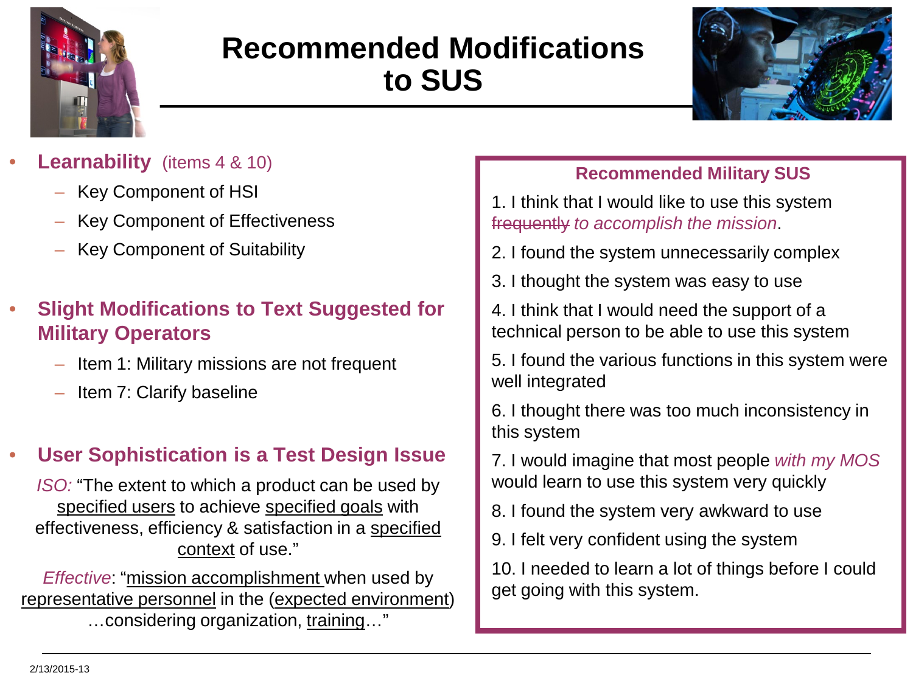# Recommended Modifications to SUS

- **Learnability** (items 4 & 10)
  - Key Component of HSI
  - Key Component of Effectiveness
  - Key Component of Suitability

- **Slight Modifications to Text Suggested for Military Operators**
  - Item 1: Military missions are not frequent
  - Item 7: Clarify baseline

- **User Sophistication is a Test Design Issue**

*ISO:* "The extent to which a product can be used by specified users to achieve specified goals with effectiveness, efficiency & satisfaction in a specified context of use."

*Effective*: "mission accomplishment when used by representative personnel in the (expected environment) …considering organization, training…"

**Recommended Military SUS**

1. I think that I would like to use this system ~~frequently~~ *to accomplish the mission*.
2. I found the system unnecessarily complex
3. I thought the system was easy to use
4. I think that I would need the support of a technical person to be able to use this system
5. I found the various functions in this system were well integrated
6. I thought there was too much inconsistency in this system
7. I would imagine that most people *with my MOS* would learn to use this system very quickly
8. I found the system very awkward to use
9. I felt very confident using the system
10. I needed to learn a lot of things before I could get going with this system.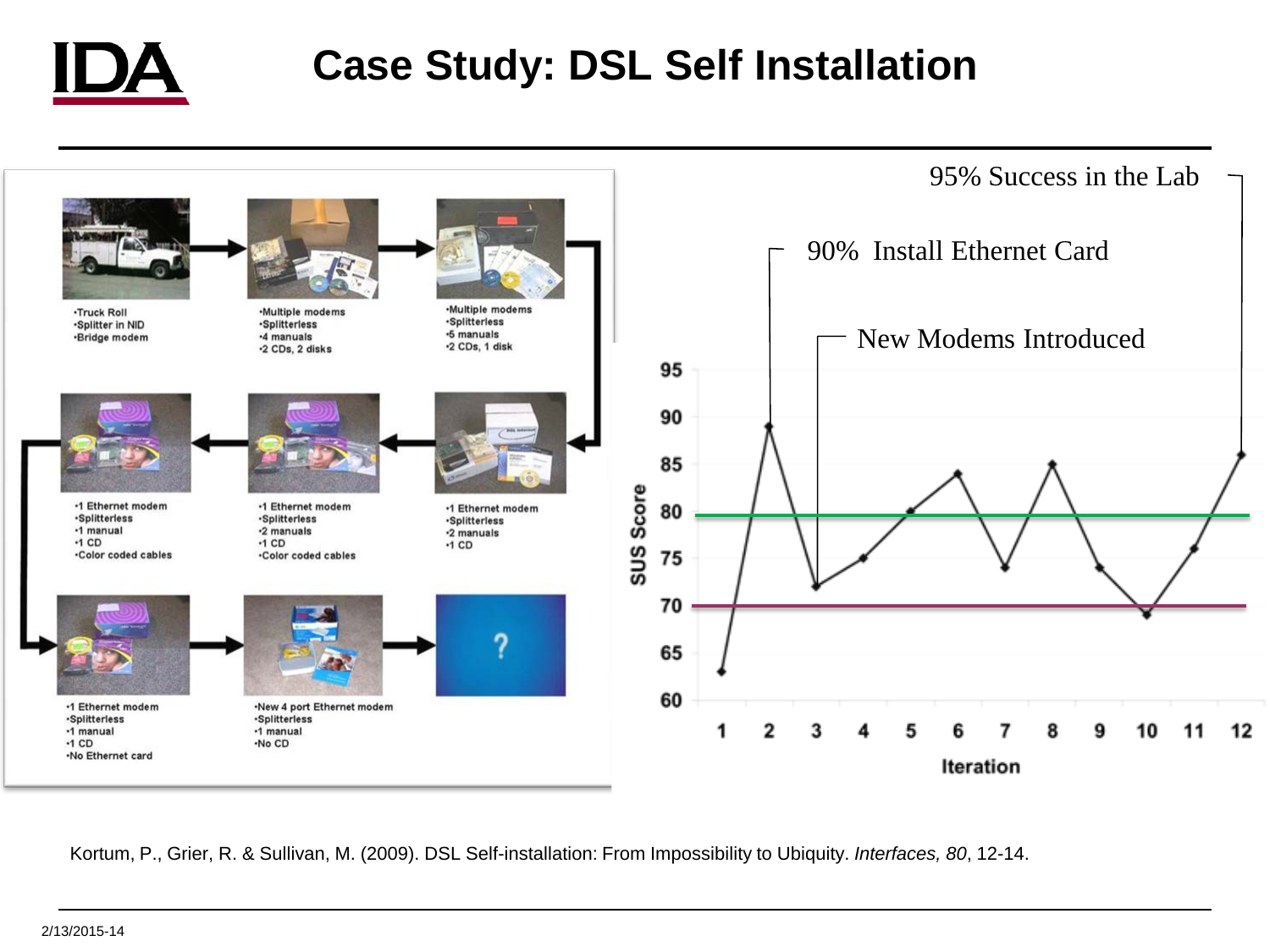# Case Study: DSL Self Installation

- Truck Roll
- Splitter in NID
- Bridge modem

- Multiple modems
- Splitterless
- 4 manuals
- 2 CDs, 2 disks

- Multiple modems
- Splitterless
- 5 manuals
- 2 CDs, 1 disk

- 1 Ethernet modem
- Splitterless
- 2 manuals
- 1 CD

- 1 Ethernet modem
- Splitterless
- 2 manuals
- 1 CD
- Color coded cables

- 1 Ethernet modem
- Splitterless
- 1 manual
- 1 CD
- Color coded cables

- 1 Ethernet modem
- Splitterless
- 1 manual
- 1 CD
- No Ethernet card

- New 4 port Ethernet modem
- Splitterless
- 1 manual
- No CD

?

95% Success in the Lab

90% Install Ethernet Card

New Modems Introduced

SUS Score

Iteration

Kortum, P., Grier, R. & Sullivan, M. (2009). DSL Self-installation: From Impossibility to Ubiquity. *Interfaces, 80*, 12-14.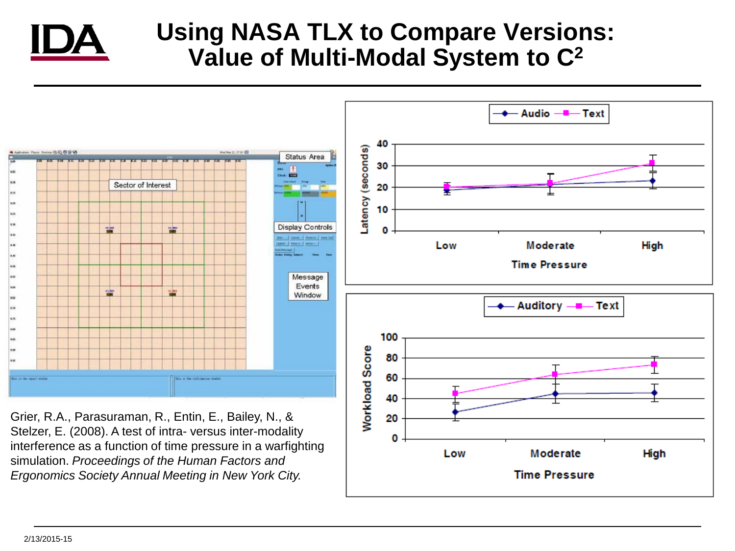# Using NASA TLX to Compare Versions: Value of Multi-Modal System to C²

Grier, R.A., Parasuraman, R., Entin, E., Bailey, N., & Stelzer, E. (2008). A test of intra- versus inter-modality interference as a function of time pressure in a warfighting simulation. *Proceedings of the Human Factors and Ergonomics Society Annual Meeting in New York City.*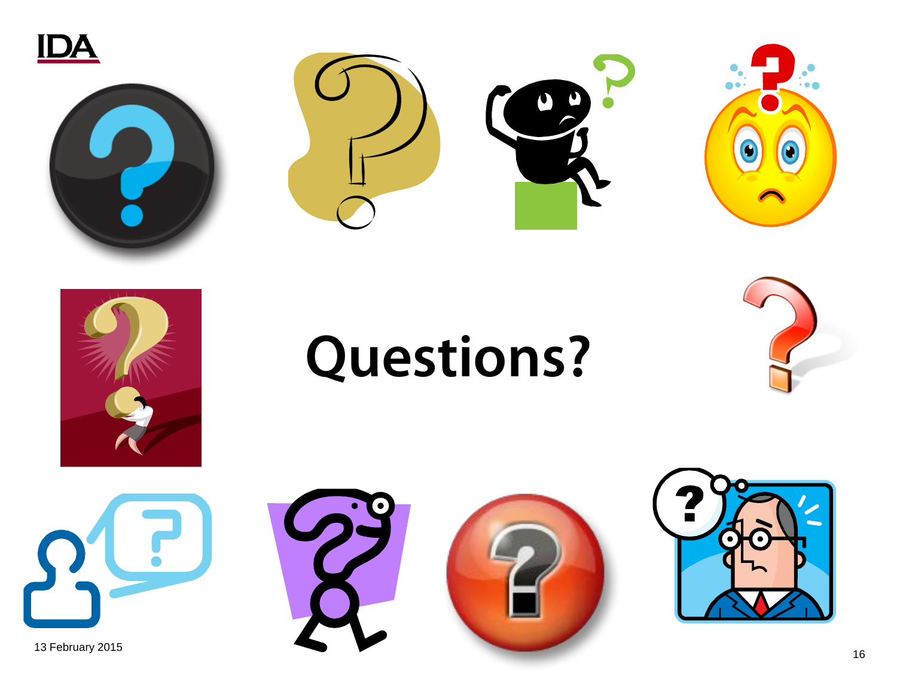# Questions?